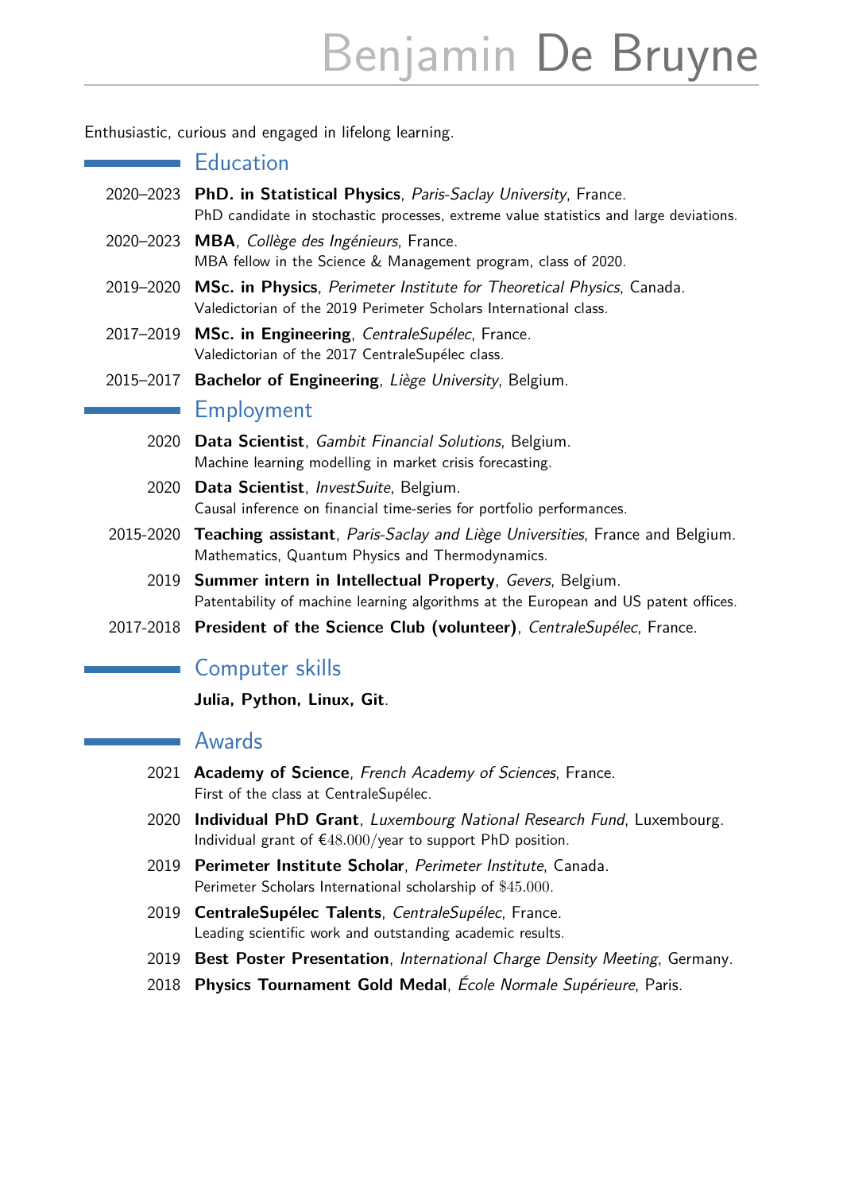# Benjamin De Bruyne

Enthusiastic, curious and engaged in lifelong learning.

## Education

2020–2023 **PhD. in Statistical Physics**, *Paris-Saclay University*, France.
PhD candidate in stochastic processes, extreme value statistics and large deviations.

2020–2023 **MBA**, *Collège des Ingénieurs*, France.
MBA fellow in the Science & Management program, class of 2020.

2019–2020 **MSc. in Physics**, *Perimeter Institute for Theoretical Physics*, Canada.
Valedictorian of the 2019 Perimeter Scholars International class.

2017–2019 **MSc. in Engineering**, *CentraleSupélec*, France.
Valedictorian of the 2017 CentraleSupélec class.

2015–2017 **Bachelor of Engineering**, *Liège University*, Belgium.

## Employment

2020 **Data Scientist**, *Gambit Financial Solutions*, Belgium.
Machine learning modelling in market crisis forecasting.

2020 **Data Scientist**, *InvestSuite*, Belgium.
Causal inference on financial time-series for portfolio performances.

2015-2020 **Teaching assistant**, *Paris-Saclay and Liège Universities*, France and Belgium.
Mathematics, Quantum Physics and Thermodynamics.

2019 **Summer intern in Intellectual Property**, *Gevers*, Belgium.
Patentability of machine learning algorithms at the European and US patent offices.

2017-2018 **President of the Science Club (volunteer)**, *CentraleSupélec*, France.

## Computer skills

**Julia, Python, Linux, Git**.

## Awards

2021 **Academy of Science**, *French Academy of Sciences*, France.
First of the class at CentraleSupélec.

2020 **Individual PhD Grant**, *Luxembourg National Research Fund*, Luxembourg.
Individual grant of €48.000/year to support PhD position.

2019 **Perimeter Institute Scholar**, *Perimeter Institute*, Canada.
Perimeter Scholars International scholarship of $45.000.

2019 **CentraleSupélec Talents**, *CentraleSupélec*, France.
Leading scientific work and outstanding academic results.

2019 **Best Poster Presentation**, *International Charge Density Meeting*, Germany.

2018 **Physics Tournament Gold Medal**, *École Normale Supérieure*, Paris.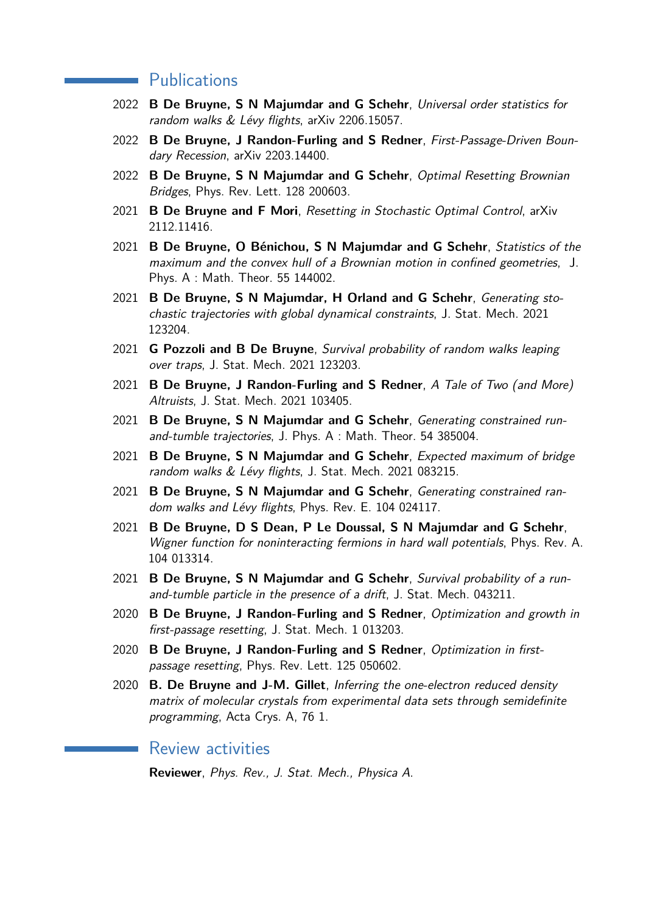## Publications

2022 **B De Bruyne, S N Majumdar and G Schehr**, *Universal order statistics for random walks & Lévy flights*, arXiv 2206.15057.

2022 **B De Bruyne, J Randon-Furling and S Redner**, *First-Passage-Driven Boundary Recession*, arXiv 2203.14400.

2022 **B De Bruyne, S N Majumdar and G Schehr**, *Optimal Resetting Brownian Bridges*, Phys. Rev. Lett. 128 200603.

2021 **B De Bruyne and F Mori**, *Resetting in Stochastic Optimal Control*, arXiv 2112.11416.

2021 **B De Bruyne, O Bénichou, S N Majumdar and G Schehr**, *Statistics of the maximum and the convex hull of a Brownian motion in confined geometries*, J. Phys. A : Math. Theor. 55 144002.

2021 **B De Bruyne, S N Majumdar, H Orland and G Schehr**, *Generating stochastic trajectories with global dynamical constraints*, J. Stat. Mech. 2021 123204.

2021 **G Pozzoli and B De Bruyne**, *Survival probability of random walks leaping over traps*, J. Stat. Mech. 2021 123203.

2021 **B De Bruyne, J Randon-Furling and S Redner**, *A Tale of Two (and More) Altruists*, J. Stat. Mech. 2021 103405.

2021 **B De Bruyne, S N Majumdar and G Schehr**, *Generating constrained run-and-tumble trajectories*, J. Phys. A : Math. Theor. 54 385004.

2021 **B De Bruyne, S N Majumdar and G Schehr**, *Expected maximum of bridge random walks & Lévy flights*, J. Stat. Mech. 2021 083215.

2021 **B De Bruyne, S N Majumdar and G Schehr**, *Generating constrained random walks and Lévy flights*, Phys. Rev. E. 104 024117.

2021 **B De Bruyne, D S Dean, P Le Doussal, S N Majumdar and G Schehr**, *Wigner function for noninteracting fermions in hard wall potentials*, Phys. Rev. A. 104 013314.

2021 **B De Bruyne, S N Majumdar and G Schehr**, *Survival probability of a run-and-tumble particle in the presence of a drift*, J. Stat. Mech. 043211.

2020 **B De Bruyne, J Randon-Furling and S Redner**, *Optimization and growth in first-passage resetting*, J. Stat. Mech. 1 013203.

2020 **B De Bruyne, J Randon-Furling and S Redner**, *Optimization in first-passage resetting*, Phys. Rev. Lett. 125 050602.

2020 **B. De Bruyne and J-M. Gillet**, *Inferring the one-electron reduced density matrix of molecular crystals from experimental data sets through semidefinite programming*, Acta Crys. A, 76 1.

## Review activities

**Reviewer**, *Phys. Rev., J. Stat. Mech., Physica A.*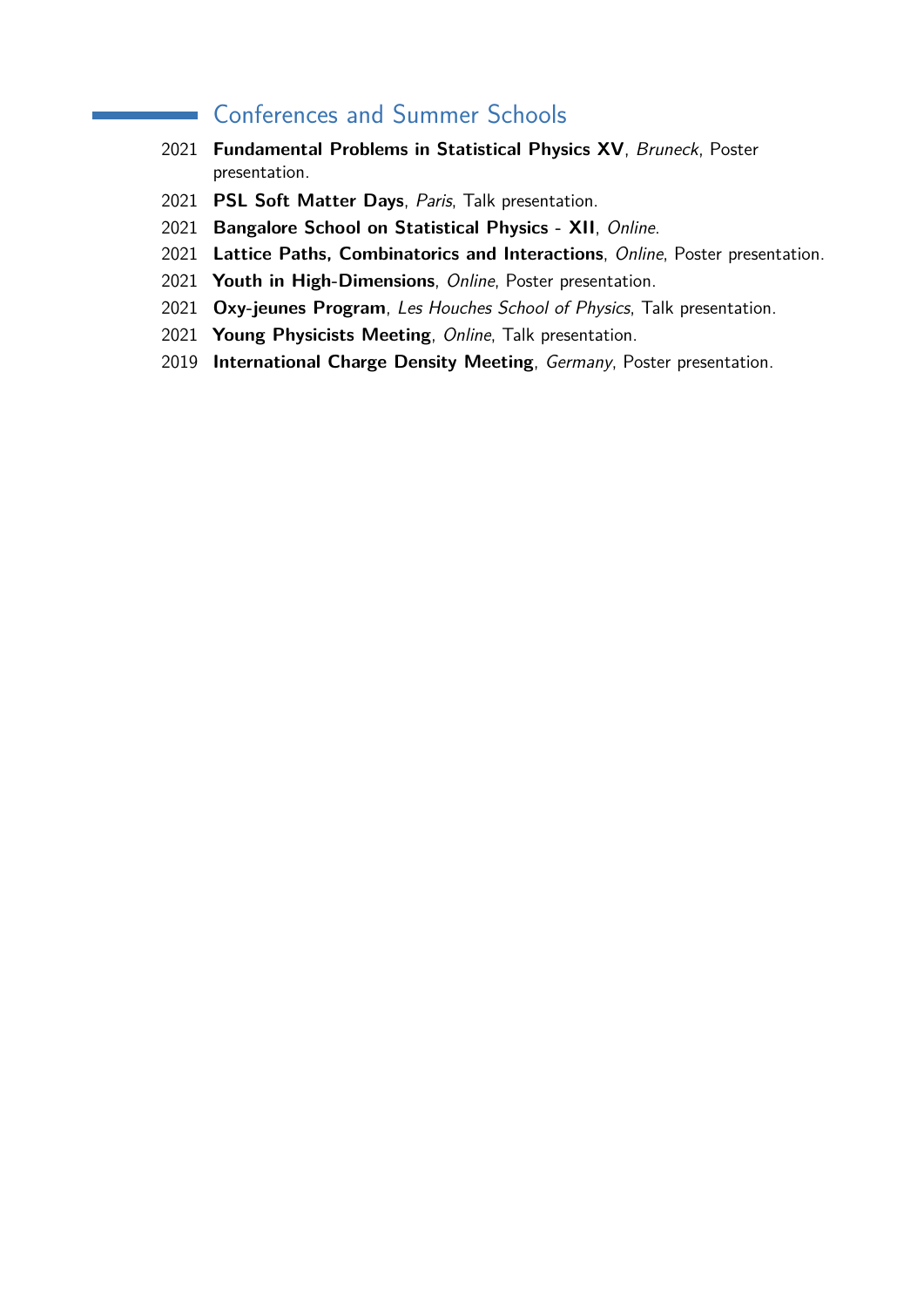## Conferences and Summer Schools

2021 **Fundamental Problems in Statistical Physics XV**, *Bruneck*, Poster presentation.

2021 **PSL Soft Matter Days**, *Paris*, Talk presentation.

2021 **Bangalore School on Statistical Physics - XII**, *Online*.

2021 **Lattice Paths, Combinatorics and Interactions**, *Online*, Poster presentation.

2021 **Youth in High-Dimensions**, *Online*, Poster presentation.

2021 **Oxy-jeunes Program**, *Les Houches School of Physics*, Talk presentation.

2021 **Young Physicists Meeting**, *Online*, Talk presentation.

2019 **International Charge Density Meeting**, *Germany*, Poster presentation.